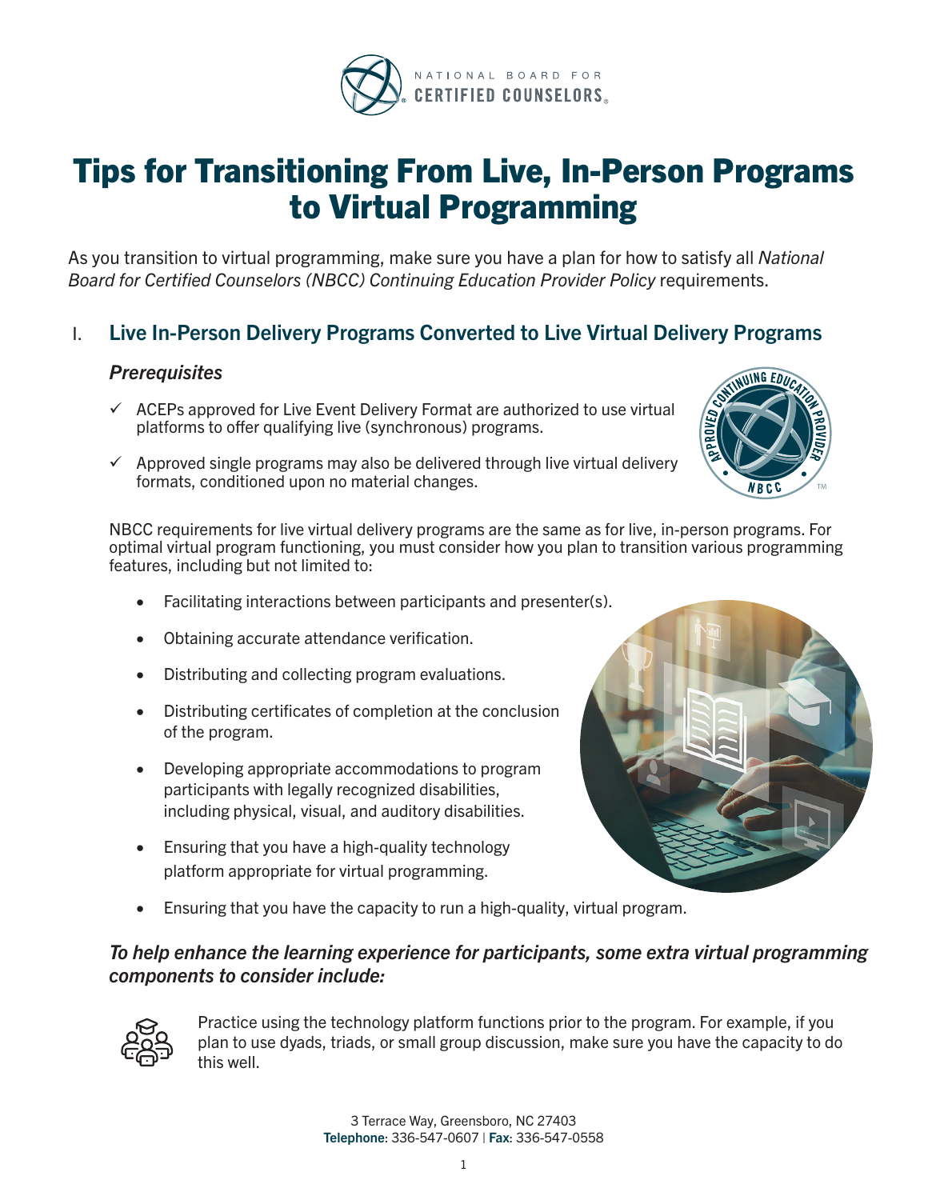# Tips for Transitioning From Live, In-Person Programs to Virtual Programming

As you transition to virtual programming, make sure you have a plan for how to satisfy all *National Board for Certified Counselors (NBCC) Continuing Education Provider Policy* requirements.

## I. Live In-Person Delivery Programs Converted to Live Virtual Delivery Programs

### *Prerequisites*

- ✓ ACEPs approved for Live Event Delivery Format are authorized to use virtual platforms to offer qualifying live (synchronous) programs.
- ✓ Approved single programs may also be delivered through live virtual delivery formats, conditioned upon no material changes.

NBCC requirements for live virtual delivery programs are the same as for live, in-person programs. For optimal virtual program functioning, you must consider how you plan to transition various programming features, including but not limited to:

- Facilitating interactions between participants and presenter(s).
- Obtaining accurate attendance verification.
- Distributing and collecting program evaluations.
- Distributing certificates of completion at the conclusion of the program.
- Developing appropriate accommodations to program participants with legally recognized disabilities, including physical, visual, and auditory disabilities.
- Ensuring that you have a high-quality technology platform appropriate for virtual programming.
- Ensuring that you have the capacity to run a high-quality, virtual program.

### *To help enhance the learning experience for participants, some extra virtual programming components to consider include:*

Practice using the technology platform functions prior to the program. For example, if you plan to use dyads, triads, or small group discussion, make sure you have the capacity to do this well.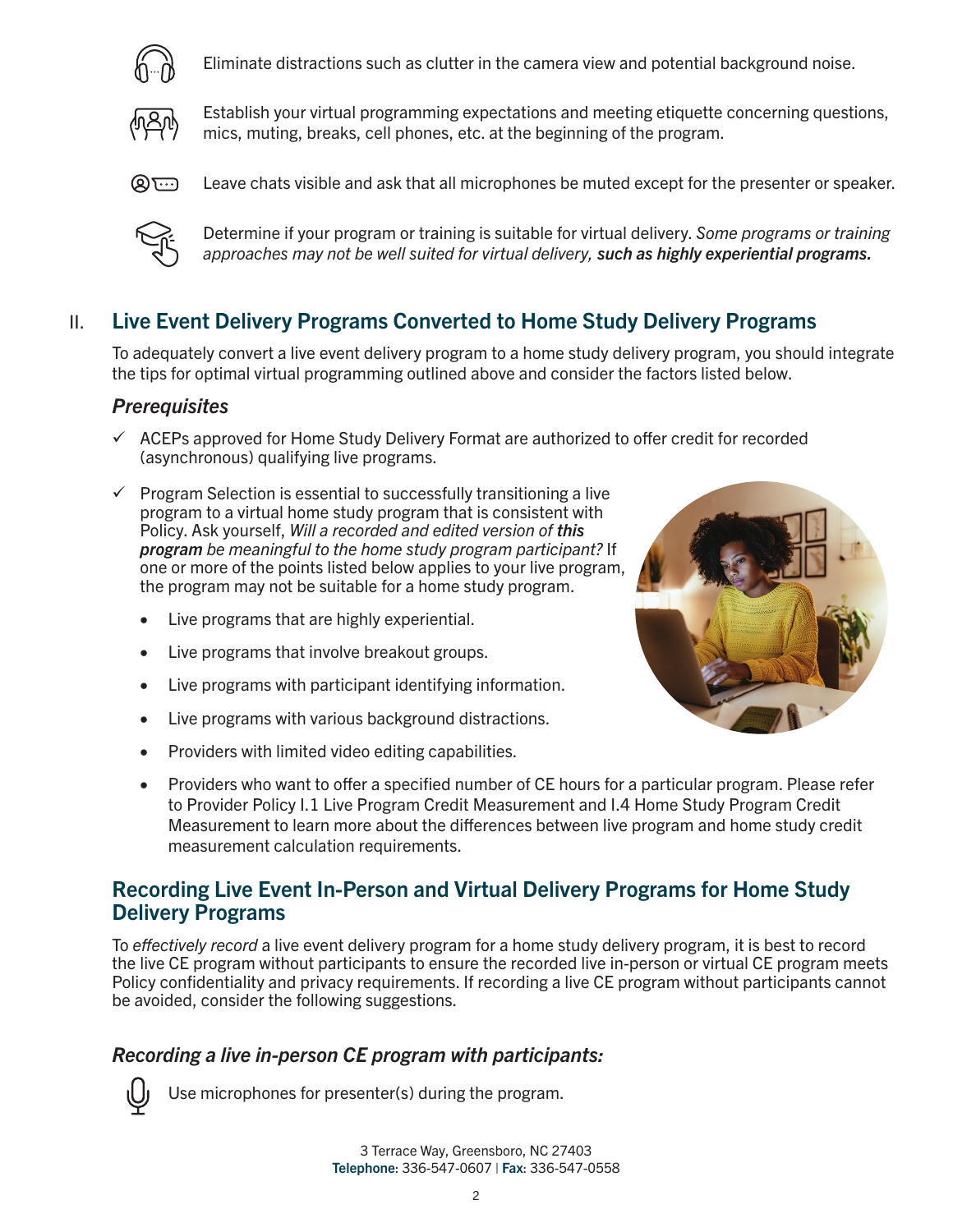- Eliminate distractions such as clutter in the camera view and potential background noise.
- Establish your virtual programming expectations and meeting etiquette concerning questions, mics, muting, breaks, cell phones, etc. at the beginning of the program.
- Leave chats visible and ask that all microphones be muted except for the presenter or speaker.
- Determine if your program or training is suitable for virtual delivery. *Some programs or training approaches may not be well suited for virtual delivery,* ***such as highly experiential programs.***

## II. Live Event Delivery Programs Converted to Home Study Delivery Programs

To adequately convert a live event delivery program to a home study delivery program, you should integrate the tips for optimal virtual programming outlined above and consider the factors listed below.

### *Prerequisites*

- ✓ ACEPs approved for Home Study Delivery Format are authorized to offer credit for recorded (asynchronous) qualifying live programs.
- ✓ Program Selection is essential to successfully transitioning a live program to a virtual home study program that is consistent with Policy. Ask yourself, *Will a recorded and edited version of* ***this program*** *be meaningful to the home study program participant?* If one or more of the points listed below applies to your live program, the program may not be suitable for a home study program.
  - Live programs that are highly experiential.
  - Live programs that involve breakout groups.
  - Live programs with participant identifying information.
  - Live programs with various background distractions.
  - Providers with limited video editing capabilities.
  - Providers who want to offer a specified number of CE hours for a particular program. Please refer to Provider Policy I.1 Live Program Credit Measurement and I.4 Home Study Program Credit Measurement to learn more about the differences between live program and home study credit measurement calculation requirements.

## Recording Live Event In-Person and Virtual Delivery Programs for Home Study Delivery Programs

To *effectively record* a live event delivery program for a home study delivery program, it is best to record the live CE program without participants to ensure the recorded live in-person or virtual CE program meets Policy confidentiality and privacy requirements. If recording a live CE program without participants cannot be avoided, consider the following suggestions.

### *Recording a live in-person CE program with participants:*

- Use microphones for presenter(s) during the program.

3 Terrace Way, Greensboro, NC 27403
**Telephone**: 336-547-0607 | **Fax**: 336-547-0558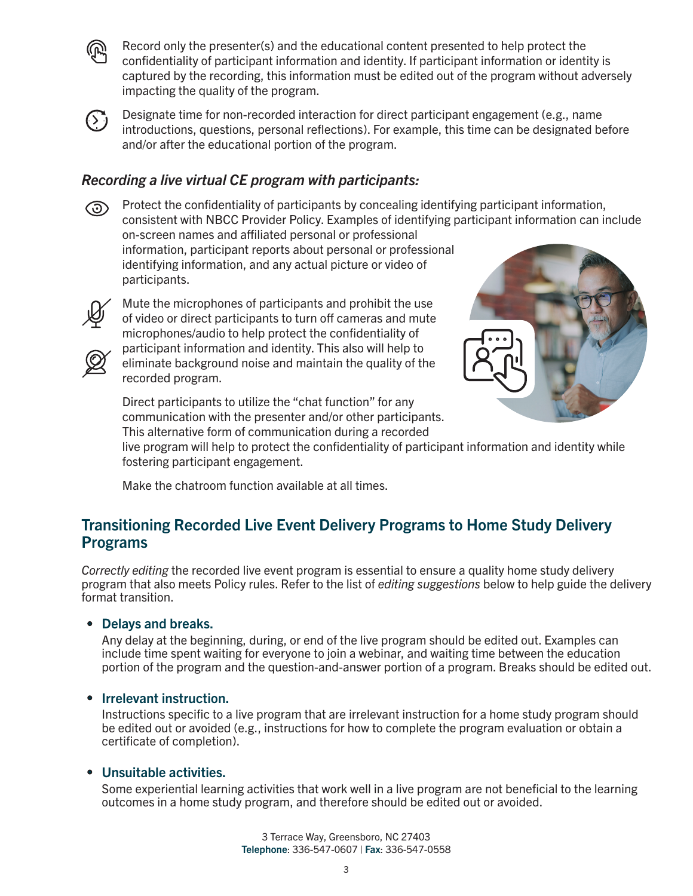Record only the presenter(s) and the educational content presented to help protect the confidentiality of participant information and identity. If participant information or identity is captured by the recording, this information must be edited out of the program without adversely impacting the quality of the program.

Designate time for non-recorded interaction for direct participant engagement (e.g., name introductions, questions, personal reflections). For example, this time can be designated before and/or after the educational portion of the program.

### *Recording a live virtual CE program with participants:*

Protect the confidentiality of participants by concealing identifying participant information, consistent with NBCC Provider Policy. Examples of identifying participant information can include on-screen names and affiliated personal or professional information, participant reports about personal or professional identifying information, and any actual picture or video of participants.

Mute the microphones of participants and prohibit the use of video or direct participants to turn off cameras and mute microphones/audio to help protect the confidentiality of participant information and identity. This also will help to eliminate background noise and maintain the quality of the recorded program.

Direct participants to utilize the "chat function" for any communication with the presenter and/or other participants. This alternative form of communication during a recorded live program will help to protect the confidentiality of participant information and identity while fostering participant engagement.

Make the chatroom function available at all times.

## Transitioning Recorded Live Event Delivery Programs to Home Study Delivery Programs

*Correctly editing* the recorded live event program is essential to ensure a quality home study delivery program that also meets Policy rules. Refer to the list of *editing suggestions* below to help guide the delivery format transition.

- **Delays and breaks.**
  Any delay at the beginning, during, or end of the live program should be edited out. Examples can include time spent waiting for everyone to join a webinar, and waiting time between the education portion of the program and the question-and-answer portion of a program. Breaks should be edited out.

- **Irrelevant instruction.**
  Instructions specific to a live program that are irrelevant instruction for a home study program should be edited out or avoided (e.g., instructions for how to complete the program evaluation or obtain a certificate of completion).

- **Unsuitable activities.**
  Some experiential learning activities that work well in a live program are not beneficial to the learning outcomes in a home study program, and therefore should be edited out or avoided.

3 Terrace Way, Greensboro, NC 27403
**Telephone**: 336-547-0607 | **Fax**: 336-547-0558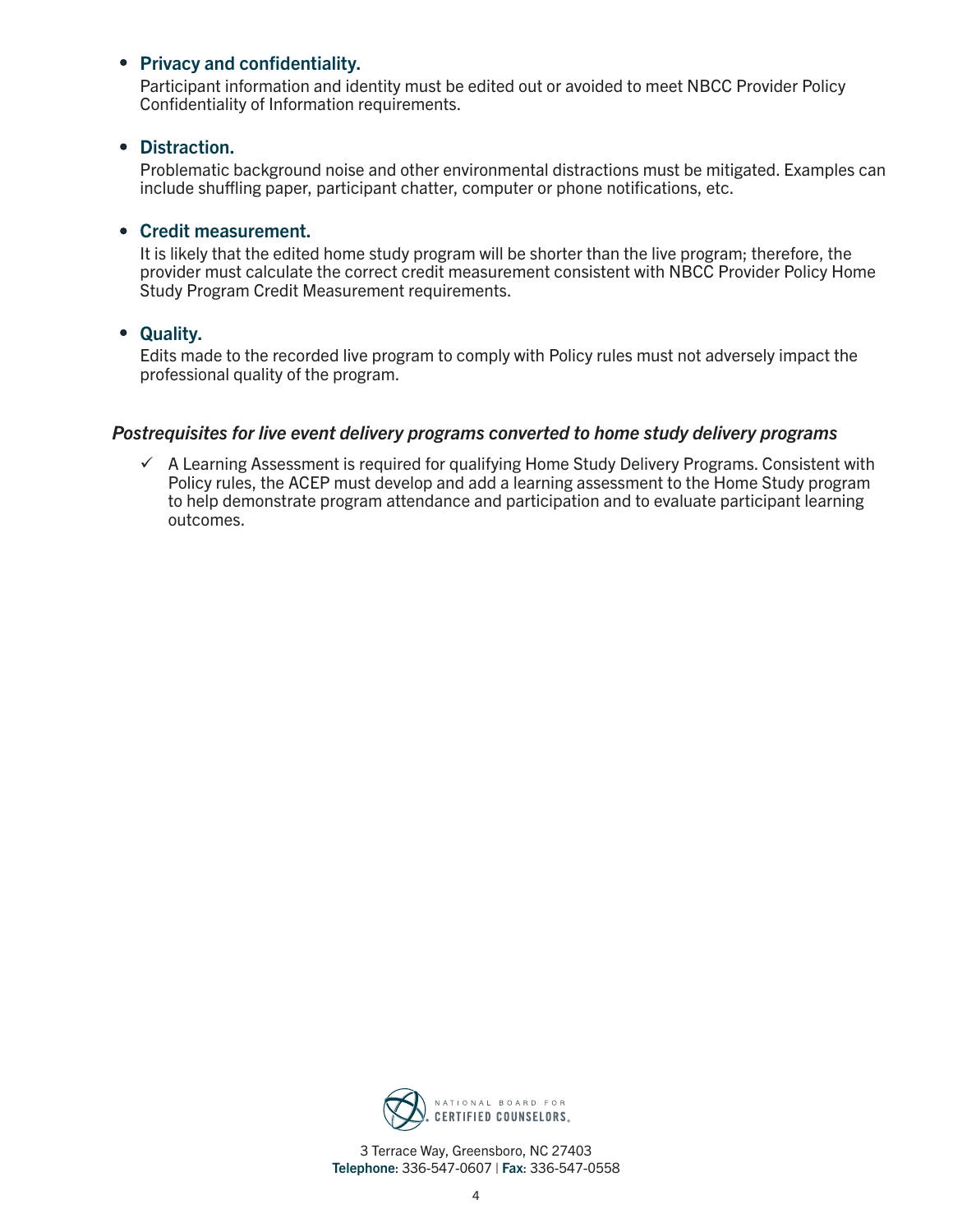- **Privacy and confidentiality.**
  Participant information and identity must be edited out or avoided to meet NBCC Provider Policy Confidentiality of Information requirements.

- **Distraction.**
  Problematic background noise and other environmental distractions must be mitigated. Examples can include shuffling paper, participant chatter, computer or phone notifications, etc.

- **Credit measurement.**
  It is likely that the edited home study program will be shorter than the live program; therefore, the provider must calculate the correct credit measurement consistent with NBCC Provider Policy Home Study Program Credit Measurement requirements.

- **Quality.**
  Edits made to the recorded live program to comply with Policy rules must not adversely impact the professional quality of the program.

### *Postrequisites for live event delivery programs converted to home study delivery programs*

✓ A Learning Assessment is required for qualifying Home Study Delivery Programs. Consistent with Policy rules, the ACEP must develop and add a learning assessment to the Home Study program to help demonstrate program attendance and participation and to evaluate participant learning outcomes.

NATIONAL BOARD FOR CERTIFIED COUNSELORS.

3 Terrace Way, Greensboro, NC 27403
**Telephone**: 336-547-0607 | **Fax**: 336-547-0558